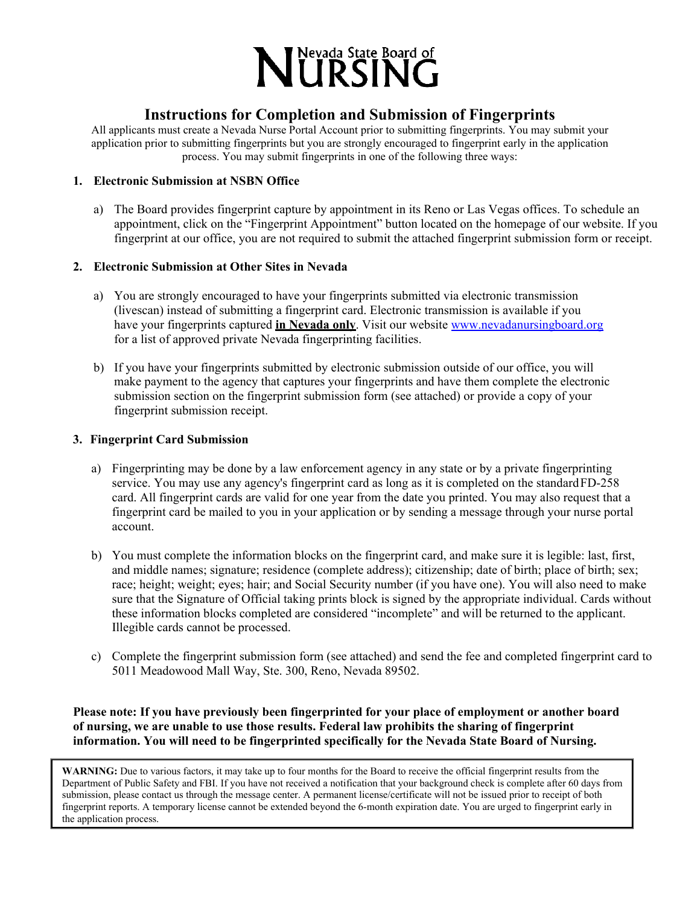**Nevada State Board of NURSING**

# Instructions for Completion and Submission of Fingerprints

All applicants must create a Nevada Nurse Portal Account prior to submitting fingerprints. You may submit your application prior to submitting fingerprints but you are strongly encouraged to fingerprint early in the application process. You may submit fingerprints in one of the following three ways:

## 1. Electronic Submission at NSBN Office

a) The Board provides fingerprint capture by appointment in its Reno or Las Vegas offices. To schedule an appointment, click on the "Fingerprint Appointment" button located on the homepage of our website. If you fingerprint at our office, you are not required to submit the attached fingerprint submission form or receipt.

## 2. Electronic Submission at Other Sites in Nevada

a) You are strongly encouraged to have your fingerprints submitted via electronic transmission (livescan) instead of submitting a fingerprint card. Electronic transmission is available if you have your fingerprints captured **in Nevada only**. Visit our website www.nevadanursingboard.org for a list of approved private Nevada fingerprinting facilities.

b) If you have your fingerprints submitted by electronic submission outside of our office, you will make payment to the agency that captures your fingerprints and have them complete the electronic submission section on the fingerprint submission form (see attached) or provide a copy of your fingerprint submission receipt.

## 3. Fingerprint Card Submission

a) Fingerprinting may be done by a law enforcement agency in any state or by a private fingerprinting service. You may use any agency's fingerprint card as long as it is completed on the standard FD-258 card. All fingerprint cards are valid for one year from the date you printed. You may also request that a fingerprint card be mailed to you in your application or by sending a message through your nurse portal account.

b) You must complete the information blocks on the fingerprint card, and make sure it is legible: last, first, and middle names; signature; residence (complete address); citizenship; date of birth; place of birth; sex; race; height; weight; eyes; hair; and Social Security number (if you have one). You will also need to make sure that the Signature of Official taking prints block is signed by the appropriate individual. Cards without these information blocks completed are considered "incomplete" and will be returned to the applicant. Illegible cards cannot be processed.

c) Complete the fingerprint submission form (see attached) and send the fee and completed fingerprint card to 5011 Meadowood Mall Way, Ste. 300, Reno, Nevada 89502.

**Please note: If you have previously been fingerprinted for your place of employment or another board of nursing, we are unable to use those results. Federal law prohibits the sharing of fingerprint information. You will need to be fingerprinted specifically for the Nevada State Board of Nursing.**

**WARNING:** Due to various factors, it may take up to four months for the Board to receive the official fingerprint results from the Department of Public Safety and FBI. If you have not received a notification that your background check is complete after 60 days from submission, please contact us through the message center. A permanent license/certificate will not be issued prior to receipt of both fingerprint reports. A temporary license cannot be extended beyond the 6-month expiration date. You are urged to fingerprint early in the application process.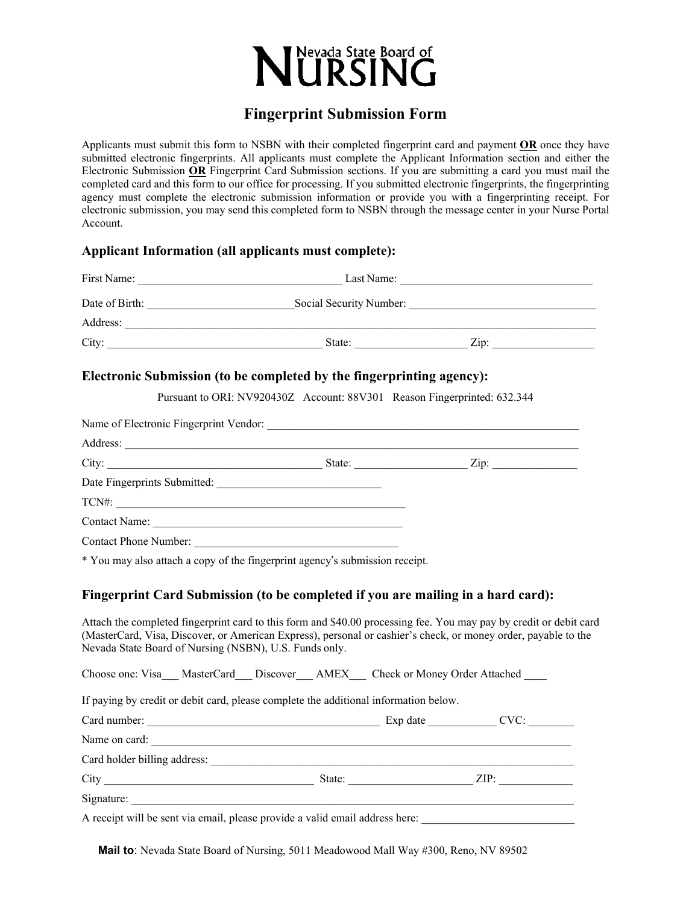Nevada State Board of NURSING

# Fingerprint Submission Form

Applicants must submit this form to NSBN with their completed fingerprint card and payment **OR** once they have submitted electronic fingerprints. All applicants must complete the Applicant Information section and either the Electronic Submission **OR** Fingerprint Card Submission sections. If you are submitting a card you must mail the completed card and this form to our office for processing. If you submitted electronic fingerprints, the fingerprinting agency must complete the electronic submission information or provide you with a fingerprinting receipt. For electronic submission, you may send this completed form to NSBN through the message center in your Nurse Portal Account.

## Applicant Information (all applicants must complete):

First Name: ___________________________________ Last Name: __________________________________

Date of Birth: _________________________Social Security Number: ________________________________

Address: ________________________________________________________________________________

City: ______________________________________ State: ___________________ Zip: _________________

## Electronic Submission (to be completed by the fingerprinting agency):

Pursuant to ORI: NV920430Z Account: 88V301 Reason Fingerprinted: 632.344

Name of Electronic Fingerprint Vendor: ________________________________________________________

Address: ________________________________________________________________________________

City: ______________________________________ State: ___________________ Zip: ______________

Date Fingerprints Submitted: _____________________________

TCN#: __________________________________________________

Contact Name: ___________________________________________

Contact Phone Number: ____________________________________

* You may also attach a copy of the fingerprint agency's submission receipt.

## Fingerprint Card Submission (to be completed if you are mailing in a hard card):

Attach the completed fingerprint card to this form and $40.00 processing fee. You may pay by credit or debit card (MasterCard, Visa, Discover, or American Express), personal or cashier's check, or money order, payable to the Nevada State Board of Nursing (NSBN), U.S. Funds only.

Choose one: Visa___ MasterCard___ Discover___ AMEX___ Check or Money Order Attached ____

If paying by credit or debit card, please complete the additional information below.

Card number: __________________________________________ Exp date ____________ CVC: ________

Name on card: ____________________________________________________________________________

Card holder billing address: _________________________________________________________________

City ____________________________________ State: _____________________ ZIP: _____________

Signature: _______________________________________________________________________________

A receipt will be sent via email, please provide a valid email address here: ___________________________

**Mail to**: Nevada State Board of Nursing, 5011 Meadowood Mall Way #300, Reno, NV 89502